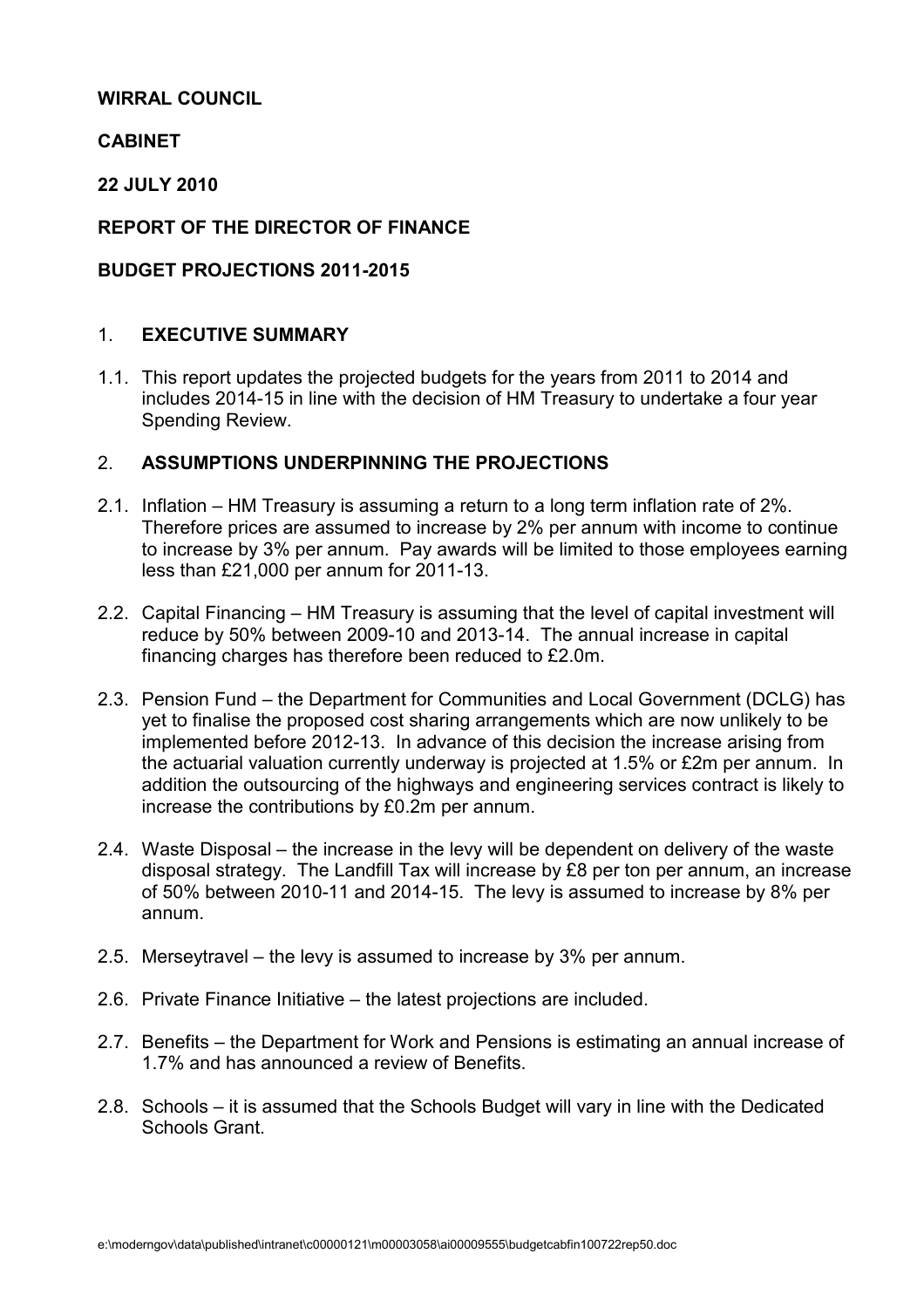**WIRRAL COUNCIL**

**CABINET**

**22 JULY 2010**

**REPORT OF THE DIRECTOR OF FINANCE**

**BUDGET PROJECTIONS 2011-2015**

## 1. EXECUTIVE SUMMARY

1.1. This report updates the projected budgets for the years from 2011 to 2014 and includes 2014-15 in line with the decision of HM Treasury to undertake a four year Spending Review.

## 2. ASSUMPTIONS UNDERPINNING THE PROJECTIONS

2.1. Inflation – HM Treasury is assuming a return to a long term inflation rate of 2%. Therefore prices are assumed to increase by 2% per annum with income to continue to increase by 3% per annum. Pay awards will be limited to those employees earning less than £21,000 per annum for 2011-13.

2.2. Capital Financing – HM Treasury is assuming that the level of capital investment will reduce by 50% between 2009-10 and 2013-14. The annual increase in capital financing charges has therefore been reduced to £2.0m.

2.3. Pension Fund – the Department for Communities and Local Government (DCLG) has yet to finalise the proposed cost sharing arrangements which are now unlikely to be implemented before 2012-13. In advance of this decision the increase arising from the actuarial valuation currently underway is projected at 1.5% or £2m per annum. In addition the outsourcing of the highways and engineering services contract is likely to increase the contributions by £0.2m per annum.

2.4. Waste Disposal – the increase in the levy will be dependent on delivery of the waste disposal strategy. The Landfill Tax will increase by £8 per ton per annum, an increase of 50% between 2010-11 and 2014-15. The levy is assumed to increase by 8% per annum.

2.5. Merseytravel – the levy is assumed to increase by 3% per annum.

2.6. Private Finance Initiative – the latest projections are included.

2.7. Benefits – the Department for Work and Pensions is estimating an annual increase of 1.7% and has announced a review of Benefits.

2.8. Schools – it is assumed that the Schools Budget will vary in line with the Dedicated Schools Grant.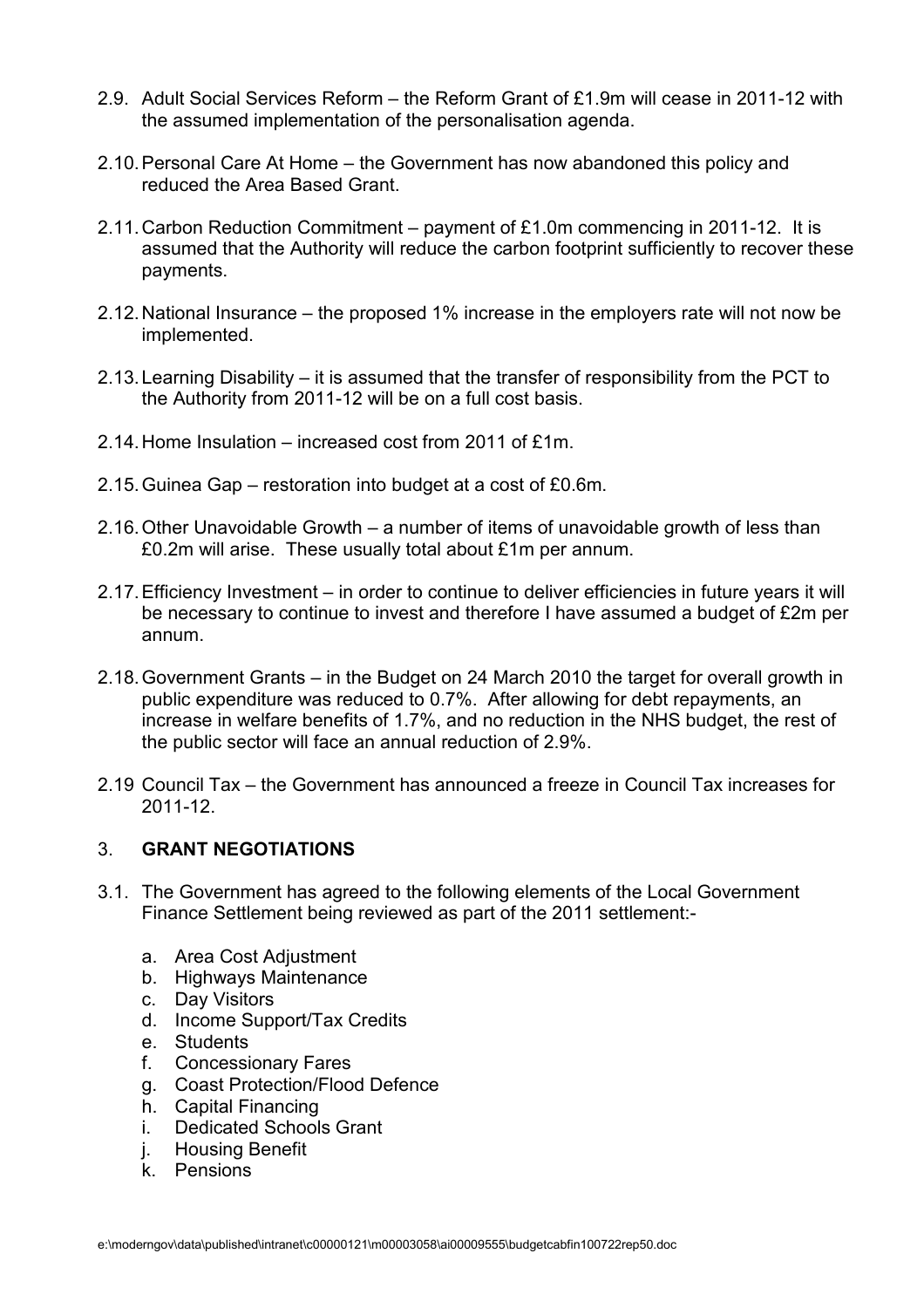2.9. Adult Social Services Reform – the Reform Grant of £1.9m will cease in 2011-12 with the assumed implementation of the personalisation agenda.

2.10. Personal Care At Home – the Government has now abandoned this policy and reduced the Area Based Grant.

2.11. Carbon Reduction Commitment – payment of £1.0m commencing in 2011-12. It is assumed that the Authority will reduce the carbon footprint sufficiently to recover these payments.

2.12. National Insurance – the proposed 1% increase in the employers rate will not now be implemented.

2.13. Learning Disability – it is assumed that the transfer of responsibility from the PCT to the Authority from 2011-12 will be on a full cost basis.

2.14. Home Insulation – increased cost from 2011 of £1m.

2.15. Guinea Gap – restoration into budget at a cost of £0.6m.

2.16. Other Unavoidable Growth – a number of items of unavoidable growth of less than £0.2m will arise. These usually total about £1m per annum.

2.17. Efficiency Investment – in order to continue to deliver efficiencies in future years it will be necessary to continue to invest and therefore I have assumed a budget of £2m per annum.

2.18. Government Grants – in the Budget on 24 March 2010 the target for overall growth in public expenditure was reduced to 0.7%. After allowing for debt repayments, an increase in welfare benefits of 1.7%, and no reduction in the NHS budget, the rest of the public sector will face an annual reduction of 2.9%.

2.19 Council Tax – the Government has announced a freeze in Council Tax increases for 2011-12.

## 3. **GRANT NEGOTIATIONS**

3.1. The Government has agreed to the following elements of the Local Government Finance Settlement being reviewed as part of the 2011 settlement:-

a. Area Cost Adjustment
b. Highways Maintenance
c. Day Visitors
d. Income Support/Tax Credits
e. Students
f. Concessionary Fares
g. Coast Protection/Flood Defence
h. Capital Financing
i. Dedicated Schools Grant
j. Housing Benefit
k. Pensions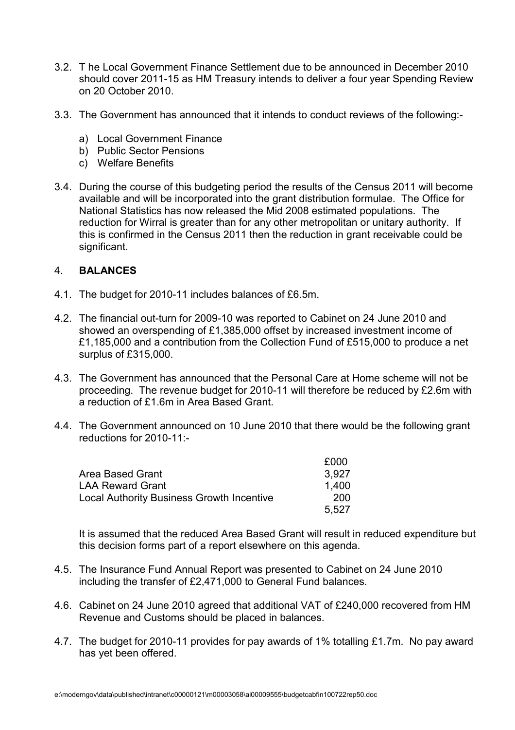3.2. T he Local Government Finance Settlement due to be announced in December 2010 should cover 2011-15 as HM Treasury intends to deliver a four year Spending Review on 20 October 2010.

3.3. The Government has announced that it intends to conduct reviews of the following:-

a) Local Government Finance
b) Public Sector Pensions
c) Welfare Benefits

3.4. During the course of this budgeting period the results of the Census 2011 will become available and will be incorporated into the grant distribution formulae. The Office for National Statistics has now released the Mid 2008 estimated populations. The reduction for Wirral is greater than for any other metropolitan or unitary authority. If this is confirmed in the Census 2011 then the reduction in grant receivable could be significant.

## 4. BALANCES

4.1. The budget for 2010-11 includes balances of £6.5m.

4.2. The financial out-turn for 2009-10 was reported to Cabinet on 24 June 2010 and showed an overspending of £1,385,000 offset by increased investment income of £1,185,000 and a contribution from the Collection Fund of £515,000 to produce a net surplus of £315,000.

4.3. The Government has announced that the Personal Care at Home scheme will not be proceeding. The revenue budget for 2010-11 will therefore be reduced by £2.6m with a reduction of £1.6m in Area Based Grant.

4.4. The Government announced on 10 June 2010 that there would be the following grant reductions for 2010-11:-

| | £000 |
|---|---|
| Area Based Grant | 3,927 |
| LAA Reward Grant | 1,400 |
| Local Authority Business Growth Incentive | 200 |
| | 5,527 |

It is assumed that the reduced Area Based Grant will result in reduced expenditure but this decision forms part of a report elsewhere on this agenda.

4.5. The Insurance Fund Annual Report was presented to Cabinet on 24 June 2010 including the transfer of £2,471,000 to General Fund balances.

4.6. Cabinet on 24 June 2010 agreed that additional VAT of £240,000 recovered from HM Revenue and Customs should be placed in balances.

4.7. The budget for 2010-11 provides for pay awards of 1% totalling £1.7m. No pay award has yet been offered.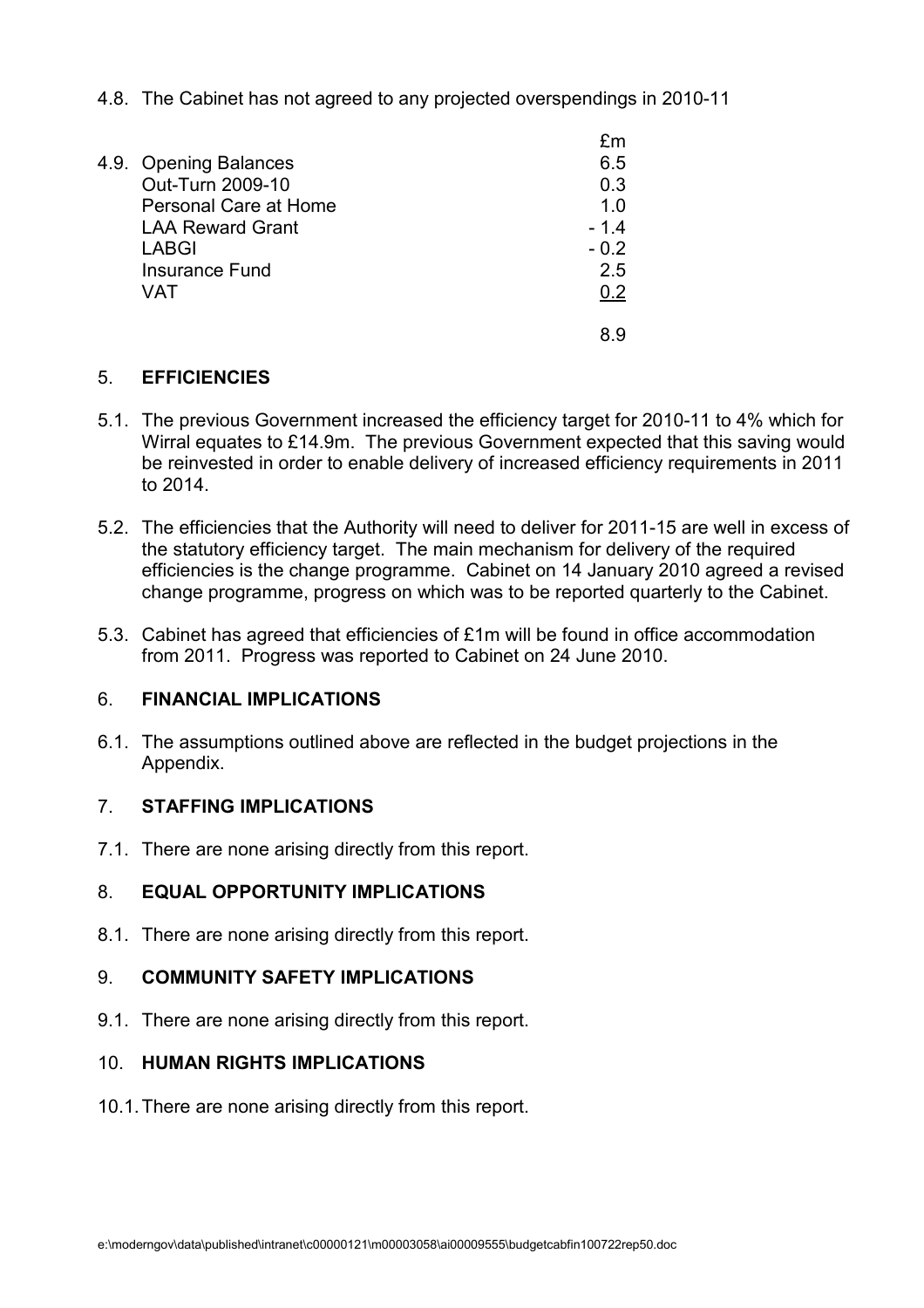4.8. The Cabinet has not agreed to any projected overspendings in 2010-11

4.9.

| | £m |
|---|---|
| Opening Balances | 6.5 |
| Out-Turn 2009-10 | 0.3 |
| Personal Care at Home | 1.0 |
| LAA Reward Grant | - 1.4 |
| LABGI | - 0.2 |
| Insurance Fund | 2.5 |
| VAT | 0.2 |
| | 8.9 |

## 5. EFFICIENCIES

5.1. The previous Government increased the efficiency target for 2010-11 to 4% which for Wirral equates to £14.9m. The previous Government expected that this saving would be reinvested in order to enable delivery of increased efficiency requirements in 2011 to 2014.

5.2. The efficiencies that the Authority will need to deliver for 2011-15 are well in excess of the statutory efficiency target. The main mechanism for delivery of the required efficiencies is the change programme. Cabinet on 14 January 2010 agreed a revised change programme, progress on which was to be reported quarterly to the Cabinet.

5.3. Cabinet has agreed that efficiencies of £1m will be found in office accommodation from 2011. Progress was reported to Cabinet on 24 June 2010.

## 6. FINANCIAL IMPLICATIONS

6.1. The assumptions outlined above are reflected in the budget projections in the Appendix.

## 7. STAFFING IMPLICATIONS

7.1. There are none arising directly from this report.

## 8. EQUAL OPPORTUNITY IMPLICATIONS

8.1. There are none arising directly from this report.

## 9. COMMUNITY SAFETY IMPLICATIONS

9.1. There are none arising directly from this report.

## 10. HUMAN RIGHTS IMPLICATIONS

10.1. There are none arising directly from this report.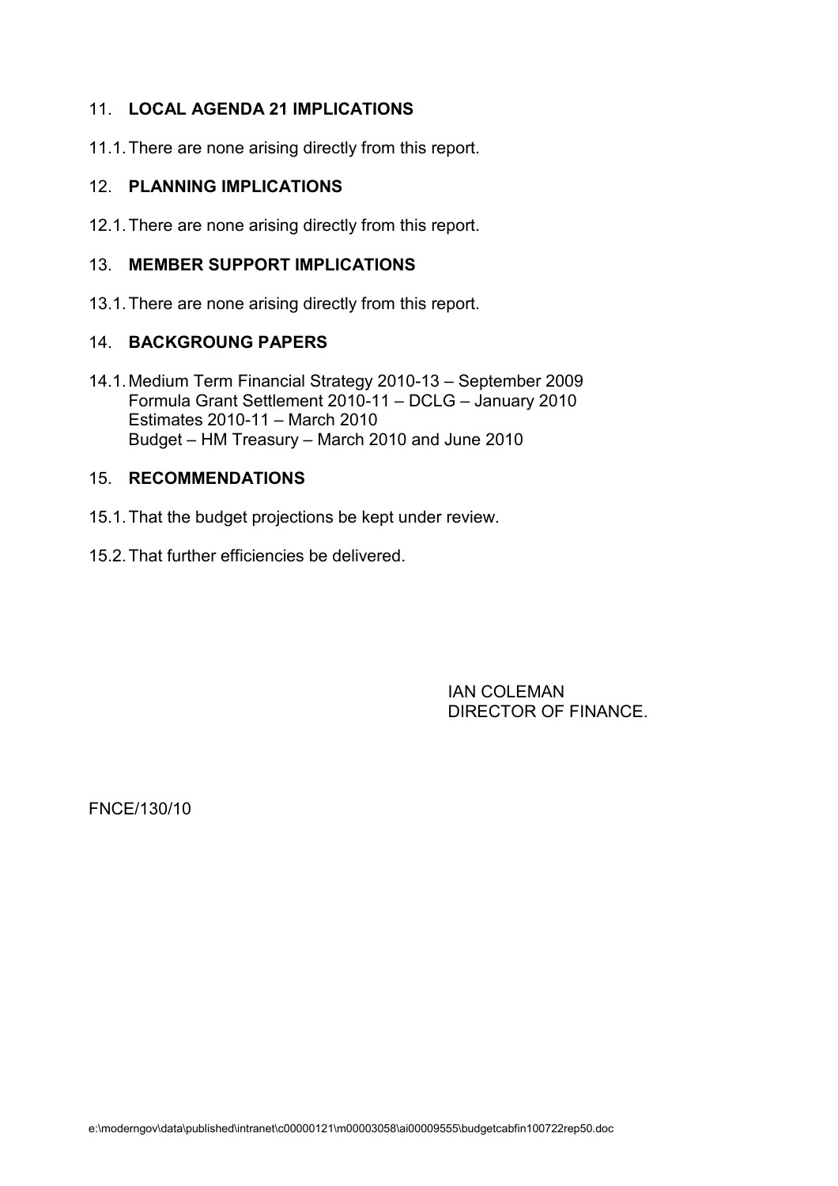## 11. LOCAL AGENDA 21 IMPLICATIONS

11.1. There are none arising directly from this report.

## 12. PLANNING IMPLICATIONS

12.1. There are none arising directly from this report.

## 13. MEMBER SUPPORT IMPLICATIONS

13.1. There are none arising directly from this report.

## 14. BACKGROUNG PAPERS

14.1. Medium Term Financial Strategy 2010-13 – September 2009
Formula Grant Settlement 2010-11 – DCLG – January 2010
Estimates 2010-11 – March 2010
Budget – HM Treasury – March 2010 and June 2010

## 15. RECOMMENDATIONS

15.1. That the budget projections be kept under review.

15.2. That further efficiencies be delivered.

IAN COLEMAN
DIRECTOR OF FINANCE.

FNCE/130/10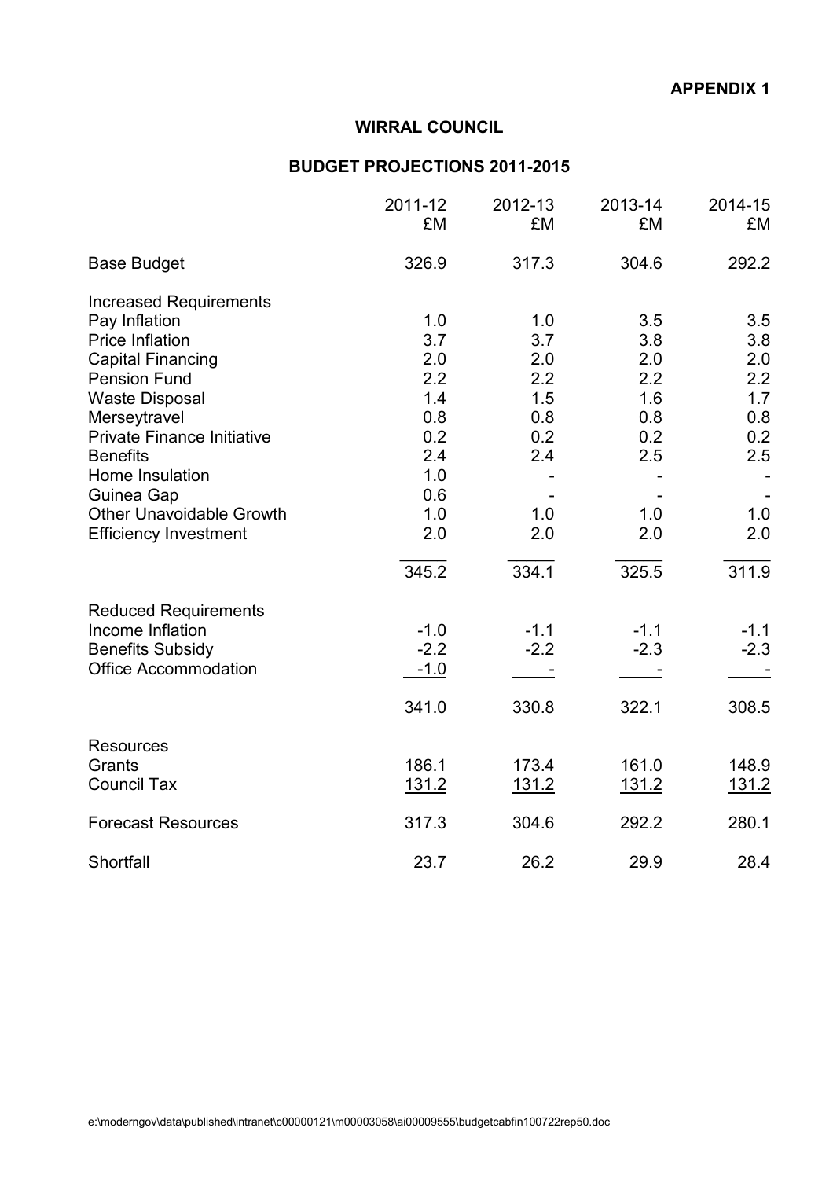**APPENDIX 1**

## WIRRAL COUNCIL

## BUDGET PROJECTIONS 2011-2015

| | 2011-12 £M | 2012-13 £M | 2013-14 £M | 2014-15 £M |
|---|---|---|---|---|
| Base Budget | 326.9 | 317.3 | 304.6 | 292.2 |
| **Increased Requirements** | | | | |
| Pay Inflation | 1.0 | 1.0 | 3.5 | 3.5 |
| Price Inflation | 3.7 | 3.7 | 3.8 | 3.8 |
| Capital Financing | 2.0 | 2.0 | 2.0 | 2.0 |
| Pension Fund | 2.2 | 2.2 | 2.2 | 2.2 |
| Waste Disposal | 1.4 | 1.5 | 1.6 | 1.7 |
| Merseytravel | 0.8 | 0.8 | 0.8 | 0.8 |
| Private Finance Initiative | 0.2 | 0.2 | 0.2 | 0.2 |
| Benefits | 2.4 | 2.4 | 2.5 | 2.5 |
| Home Insulation | 1.0 | - | - | - |
| Guinea Gap | 0.6 | - | - | - |
| Other Unavoidable Growth | 1.0 | 1.0 | 1.0 | 1.0 |
| Efficiency Investment | 2.0 | 2.0 | 2.0 | 2.0 |
| | 345.2 | 334.1 | 325.5 | 311.9 |
| **Reduced Requirements** | | | | |
| Income Inflation | -1.0 | -1.1 | -1.1 | -1.1 |
| Benefits Subsidy | -2.2 | -2.2 | -2.3 | -2.3 |
| Office Accommodation | -1.0 | - | - | - |
| | 341.0 | 330.8 | 322.1 | 308.5 |
| **Resources** | | | | |
| Grants | 186.1 | 173.4 | 161.0 | 148.9 |
| Council Tax | 131.2 | 131.2 | 131.2 | 131.2 |
| Forecast Resources | 317.3 | 304.6 | 292.2 | 280.1 |
| Shortfall | 23.7 | 26.2 | 29.9 | 28.4 |

e:\moderngov\data\published\intranet\c00000121\m00003058\ai00009555\budgetcabfin100722rep50.doc